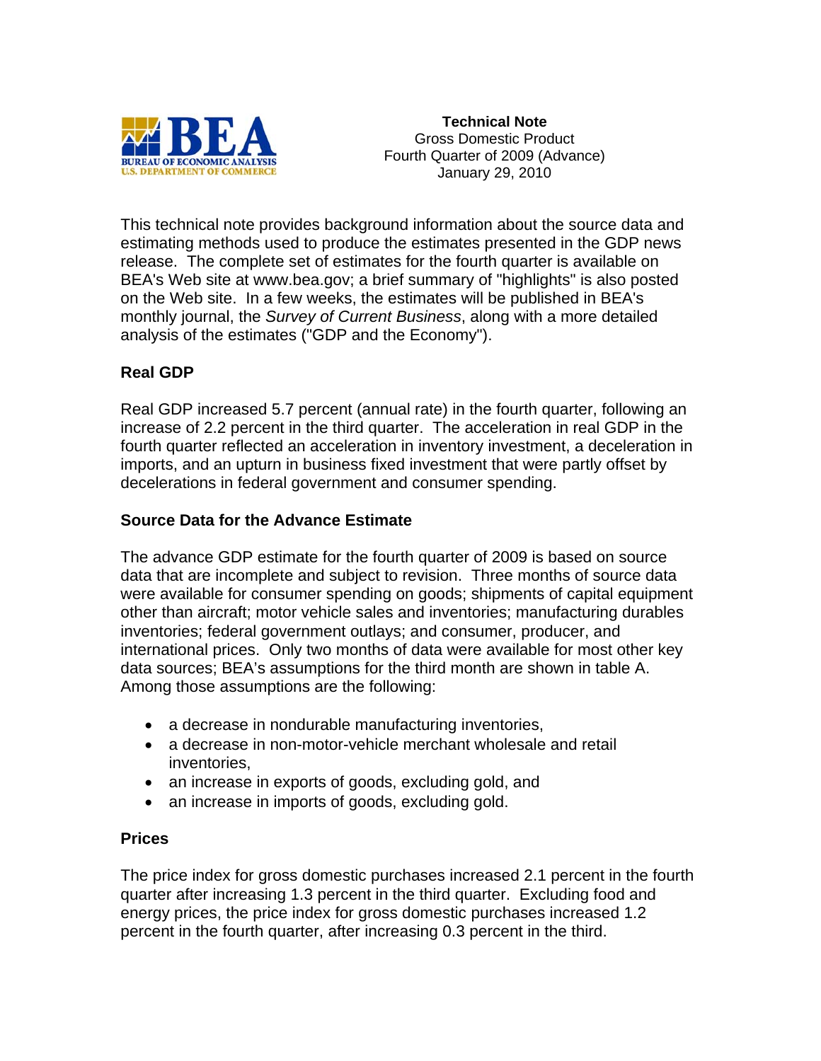**Technical Note**
Gross Domestic Product
Fourth Quarter of 2009 (Advance)
January 29, 2010

This technical note provides background information about the source data and estimating methods used to produce the estimates presented in the GDP news release. The complete set of estimates for the fourth quarter is available on BEA's Web site at www.bea.gov; a brief summary of "highlights" is also posted on the Web site. In a few weeks, the estimates will be published in BEA's monthly journal, the *Survey of Current Business*, along with a more detailed analysis of the estimates ("GDP and the Economy").

## Real GDP

Real GDP increased 5.7 percent (annual rate) in the fourth quarter, following an increase of 2.2 percent in the third quarter. The acceleration in real GDP in the fourth quarter reflected an acceleration in inventory investment, a deceleration in imports, and an upturn in business fixed investment that were partly offset by decelerations in federal government and consumer spending.

## Source Data for the Advance Estimate

The advance GDP estimate for the fourth quarter of 2009 is based on source data that are incomplete and subject to revision. Three months of source data were available for consumer spending on goods; shipments of capital equipment other than aircraft; motor vehicle sales and inventories; manufacturing durables inventories; federal government outlays; and consumer, producer, and international prices. Only two months of data were available for most other key data sources; BEA's assumptions for the third month are shown in table A. Among those assumptions are the following:

- a decrease in nondurable manufacturing inventories,
- a decrease in non-motor-vehicle merchant wholesale and retail inventories,
- an increase in exports of goods, excluding gold, and
- an increase in imports of goods, excluding gold.

## Prices

The price index for gross domestic purchases increased 2.1 percent in the fourth quarter after increasing 1.3 percent in the third quarter. Excluding food and energy prices, the price index for gross domestic purchases increased 1.2 percent in the fourth quarter, after increasing 0.3 percent in the third.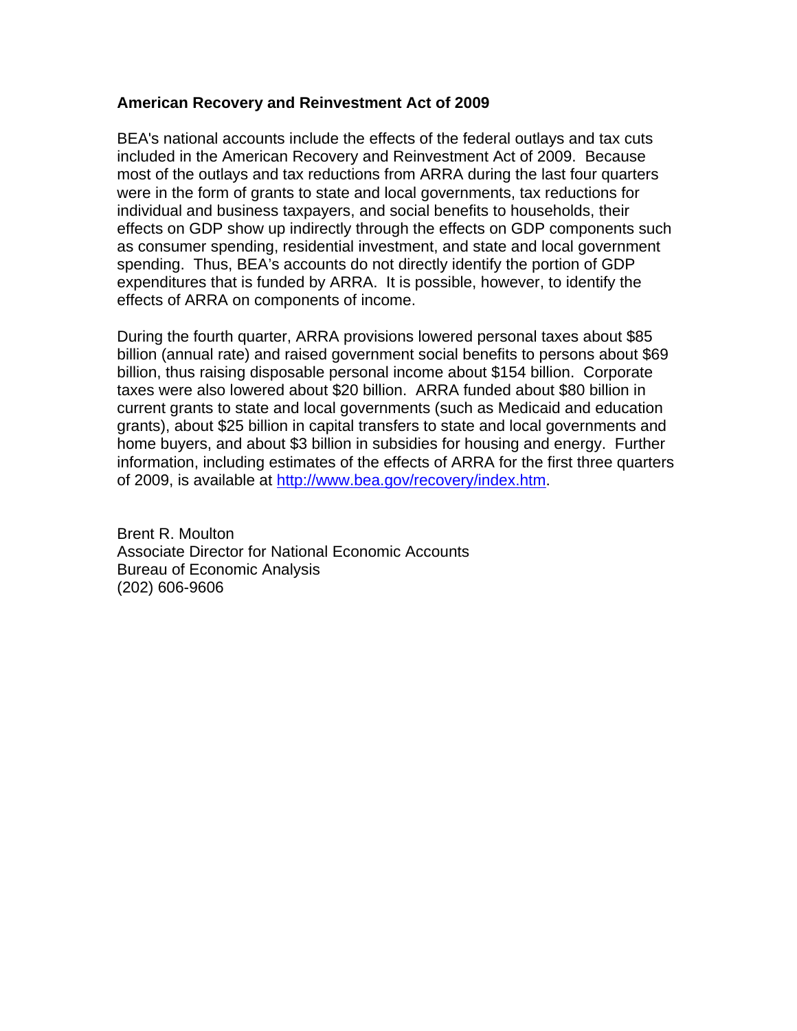**American Recovery and Reinvestment Act of 2009**

BEA's national accounts include the effects of the federal outlays and tax cuts included in the American Recovery and Reinvestment Act of 2009. Because most of the outlays and tax reductions from ARRA during the last four quarters were in the form of grants to state and local governments, tax reductions for individual and business taxpayers, and social benefits to households, their effects on GDP show up indirectly through the effects on GDP components such as consumer spending, residential investment, and state and local government spending. Thus, BEA's accounts do not directly identify the portion of GDP expenditures that is funded by ARRA. It is possible, however, to identify the effects of ARRA on components of income.

During the fourth quarter, ARRA provisions lowered personal taxes about $85 billion (annual rate) and raised government social benefits to persons about $69 billion, thus raising disposable personal income about $154 billion. Corporate taxes were also lowered about $20 billion. ARRA funded about $80 billion in current grants to state and local governments (such as Medicaid and education grants), about $25 billion in capital transfers to state and local governments and home buyers, and about $3 billion in subsidies for housing and energy. Further information, including estimates of the effects of ARRA for the first three quarters of 2009, is available at http://www.bea.gov/recovery/index.htm.

Brent R. Moulton
Associate Director for National Economic Accounts
Bureau of Economic Analysis
(202) 606-9606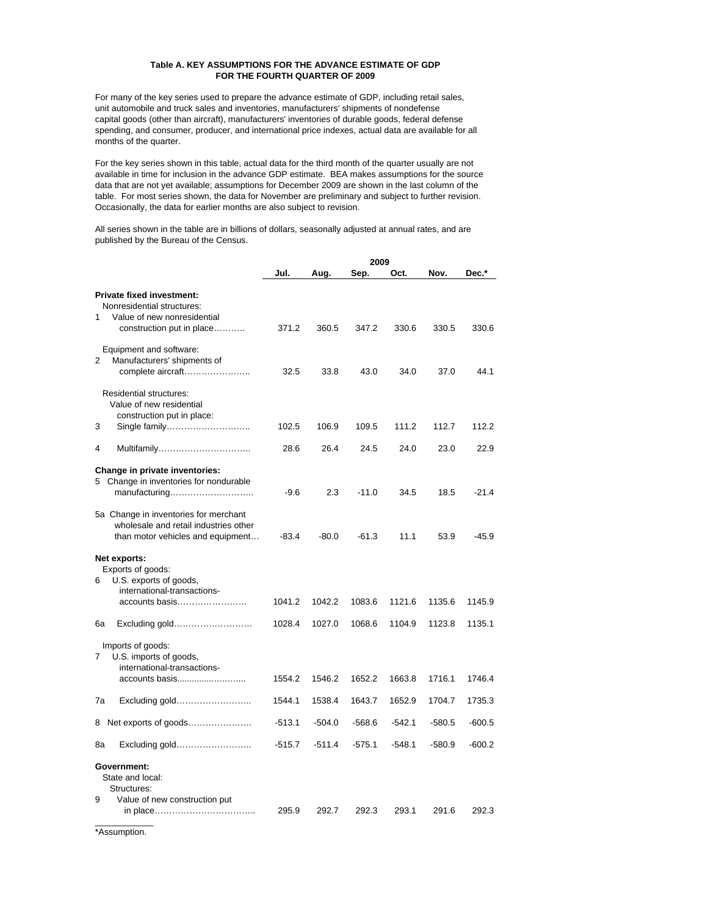**Table A. KEY ASSUMPTIONS FOR THE ADVANCE ESTIMATE OF GDP FOR THE FOURTH QUARTER OF 2009**

For many of the key series used to prepare the advance estimate of GDP, including retail sales, unit automobile and truck sales and inventories, manufacturers' shipments of nondefense capital goods (other than aircraft), manufacturers' inventories of durable goods, federal defense spending, and consumer, producer, and international price indexes, actual data are available for all months of the quarter.

For the key series shown in this table, actual data for the third month of the quarter usually are not available in time for inclusion in the advance GDP estimate. BEA makes assumptions for the source data that are not yet available; assumptions for December 2009 are shown in the last column of the table. For most series shown, the data for November are preliminary and subject to further revision. Occasionally, the data for earlier months are also subject to revision.

All series shown in the table are in billions of dollars, seasonally adjusted at annual rates, and are published by the Bureau of the Census.

| | 2009 | | | | | |
|---|---|---|---|---|---|---|
| | Jul. | Aug. | Sep. | Oct. | Nov. | Dec.* |
| **Private fixed investment:** | | | | | | |
| Nonresidential structures: | | | | | | |
| 1 Value of new nonresidential construction put in place……….. | 371.2 | 360.5 | 347.2 | 330.6 | 330.5 | 330.6 |
| Equipment and software: | | | | | | |
| 2 Manufacturers' shipments of complete aircraft………………….. | 32.5 | 33.8 | 43.0 | 34.0 | 37.0 | 44.1 |
| Residential structures: | | | | | | |
| Value of new residential construction put in place: | | | | | | |
| 3 Single family……………………….. | 102.5 | 106.9 | 109.5 | 111.2 | 112.7 | 112.2 |
| 4 Multifamily………………………….. | 28.6 | 26.4 | 24.5 | 24.0 | 23.0 | 22.9 |
| **Change in private inventories:** | | | | | | |
| 5 Change in inventories for nondurable manufacturing……………………….. | -9.6 | 2.3 | -11.0 | 34.5 | 18.5 | -21.4 |
| 5a Change in inventories for merchant wholesale and retail industries other than motor vehicles and equipment… | -83.4 | -80.0 | -61.3 | 11.1 | 53.9 | -45.9 |
| **Net exports:** | | | | | | |
| Exports of goods: | | | | | | |
| 6 U.S. exports of goods, international-transactions-accounts basis…………………… | 1041.2 | 1042.2 | 1083.6 | 1121.6 | 1135.6 | 1145.9 |
| 6a Excluding gold……………………… | 1028.4 | 1027.0 | 1068.6 | 1104.9 | 1123.8 | 1135.1 |
| Imports of goods: | | | | | | |
| 7 U.S. imports of goods, international-transactions-accounts basis.......................... | 1554.2 | 1546.2 | 1652.2 | 1663.8 | 1716.1 | 1746.4 |
| 7a Excluding gold…………………….. | 1544.1 | 1538.4 | 1643.7 | 1652.9 | 1704.7 | 1735.3 |
| 8 Net exports of goods…………………. | -513.1 | -504.0 | -568.6 | -542.1 | -580.5 | -600.5 |
| 8a Excluding gold…………………….. | -515.7 | -511.4 | -575.1 | -548.1 | -580.9 | -600.2 |
| **Government:** | | | | | | |
| State and local: | | | | | | |
| Structures: | | | | | | |
| 9 Value of new construction put in place…………………………….. | 295.9 | 292.7 | 292.3 | 293.1 | 291.6 | 292.3 |

*Assumption.